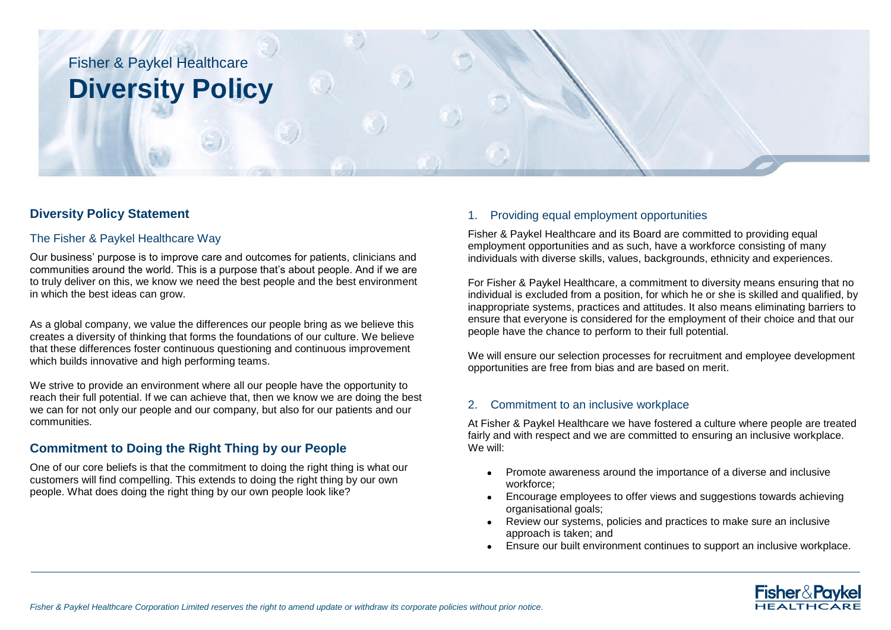Fisher & Paykel Healthcare

# Diversity Policy

## Diversity Policy Statement

### The Fisher & Paykel Healthcare Way

Our business' purpose is to improve care and outcomes for patients, clinicians and communities around the world. This is a purpose that's about people. And if we are to truly deliver on this, we know we need the best people and the best environment in which the best ideas can grow.

As a global company, we value the differences our people bring as we believe this creates a diversity of thinking that forms the foundations of our culture. We believe that these differences foster continuous questioning and continuous improvement which builds innovative and high performing teams.

We strive to provide an environment where all our people have the opportunity to reach their full potential. If we can achieve that, then we know we are doing the best we can for not only our people and our company, but also for our patients and our communities.

## Commitment to Doing the Right Thing by our People

One of our core beliefs is that the commitment to doing the right thing is what our customers will find compelling. This extends to doing the right thing by our own people. What does doing the right thing by our own people look like?

### 1. Providing equal employment opportunities

Fisher & Paykel Healthcare and its Board are committed to providing equal employment opportunities and as such, have a workforce consisting of many individuals with diverse skills, values, backgrounds, ethnicity and experiences.

For Fisher & Paykel Healthcare, a commitment to diversity means ensuring that no individual is excluded from a position, for which he or she is skilled and qualified, by inappropriate systems, practices and attitudes. It also means eliminating barriers to ensure that everyone is considered for the employment of their choice and that our people have the chance to perform to their full potential.

We will ensure our selection processes for recruitment and employee development opportunities are free from bias and are based on merit.

### 2. Commitment to an inclusive workplace

At Fisher & Paykel Healthcare we have fostered a culture where people are treated fairly and with respect and we are committed to ensuring an inclusive workplace. We will:

- Promote awareness around the importance of a diverse and inclusive workforce;
- Encourage employees to offer views and suggestions towards achieving organisational goals;
- Review our systems, policies and practices to make sure an inclusive approach is taken; and
- Ensure our built environment continues to support an inclusive workplace.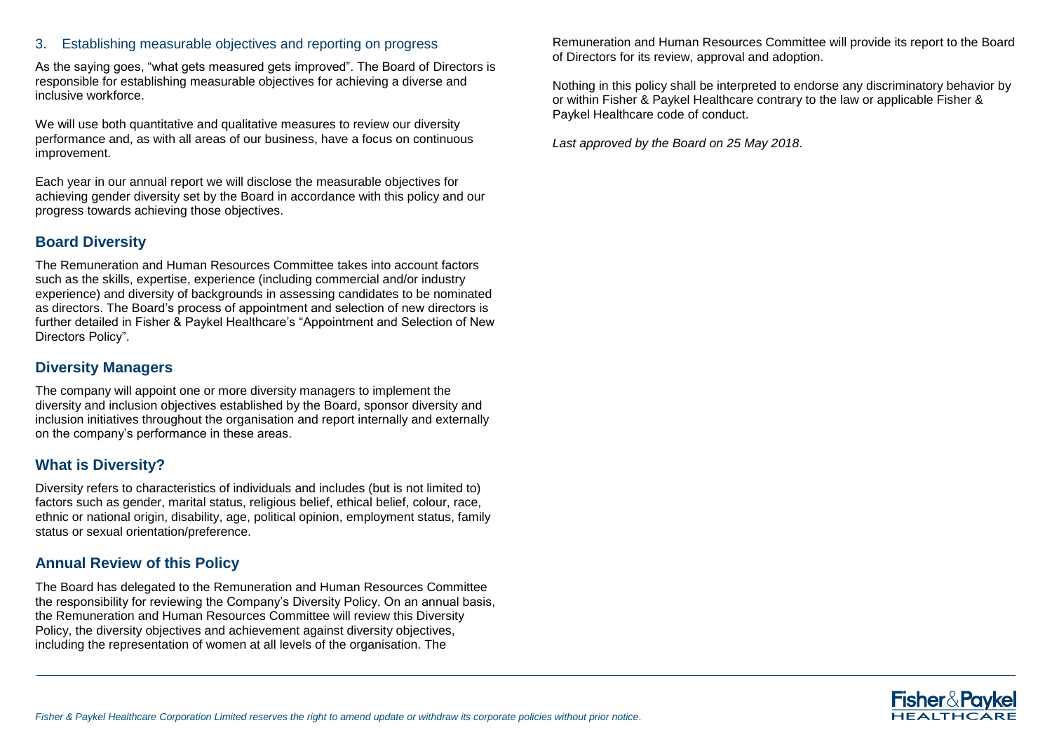### 3. Establishing measurable objectives and reporting on progress

As the saying goes, "what gets measured gets improved". The Board of Directors is responsible for establishing measurable objectives for achieving a diverse and inclusive workforce.

We will use both quantitative and qualitative measures to review our diversity performance and, as with all areas of our business, have a focus on continuous improvement.

Each year in our annual report we will disclose the measurable objectives for achieving gender diversity set by the Board in accordance with this policy and our progress towards achieving those objectives.

## Board Diversity

The Remuneration and Human Resources Committee takes into account factors such as the skills, expertise, experience (including commercial and/or industry experience) and diversity of backgrounds in assessing candidates to be nominated as directors. The Board's process of appointment and selection of new directors is further detailed in Fisher & Paykel Healthcare's "Appointment and Selection of New Directors Policy".

## Diversity Managers

The company will appoint one or more diversity managers to implement the diversity and inclusion objectives established by the Board, sponsor diversity and inclusion initiatives throughout the organisation and report internally and externally on the company's performance in these areas.

## What is Diversity?

Diversity refers to characteristics of individuals and includes (but is not limited to) factors such as gender, marital status, religious belief, ethical belief, colour, race, ethnic or national origin, disability, age, political opinion, employment status, family status or sexual orientation/preference.

## Annual Review of this Policy

The Board has delegated to the Remuneration and Human Resources Committee the responsibility for reviewing the Company's Diversity Policy. On an annual basis, the Remuneration and Human Resources Committee will review this Diversity Policy, the diversity objectives and achievement against diversity objectives, including the representation of women at all levels of the organisation. The Remuneration and Human Resources Committee will provide its report to the Board of Directors for its review, approval and adoption.

Nothing in this policy shall be interpreted to endorse any discriminatory behavior by or within Fisher & Paykel Healthcare contrary to the law or applicable Fisher & Paykel Healthcare code of conduct.

*Last approved by the Board on 25 May 2018.*

*Fisher & Paykel Healthcare Corporation Limited reserves the right to amend update or withdraw its corporate policies without prior notice.*